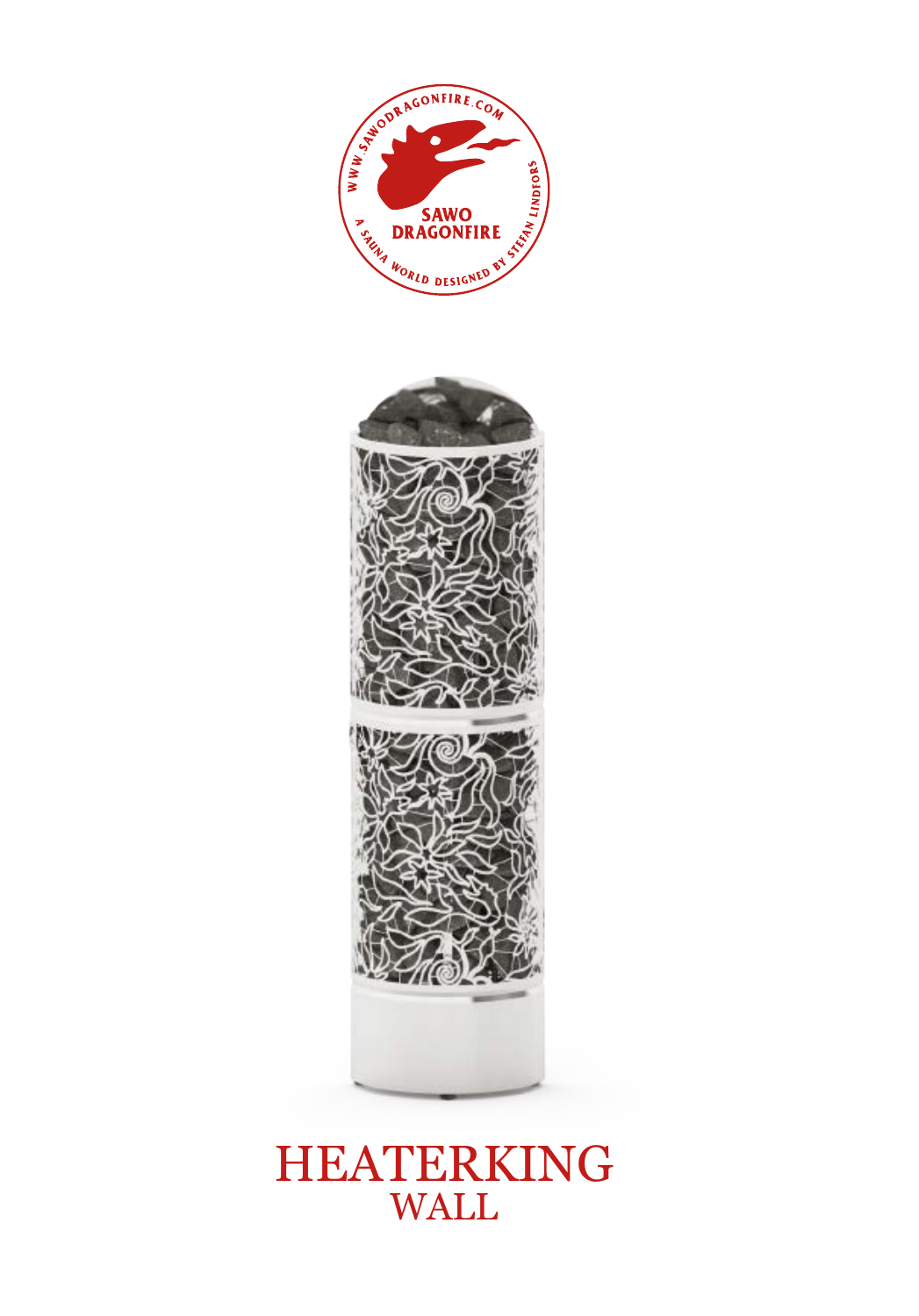# HEATERKING

## WALL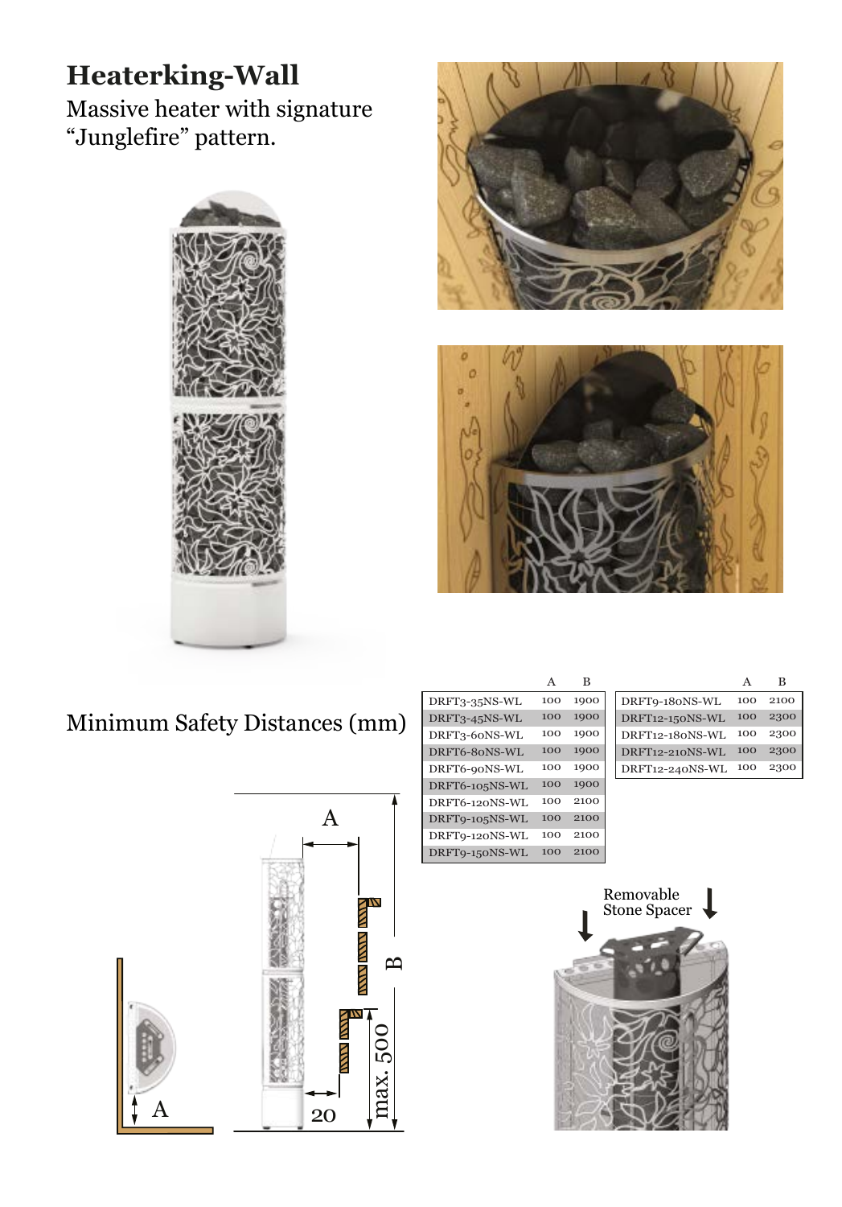# Heaterking-Wall

Massive heater with signature "Junglefire" pattern.

## Minimum Safety Distances (mm)

| | A | B |
|---|---|---|
| DRFT3-35NS-WL | 100 | 1900 |
| DRFT3-45NS-WL | 100 | 1900 |
| DRFT3-60NS-WL | 100 | 1900 |
| DRFT6-80NS-WL | 100 | 1900 |
| DRFT6-90NS-WL | 100 | 1900 |
| DRFT6-105NS-WL | 100 | 1900 |
| DRFT6-120NS-WL | 100 | 2100 |
| DRFT9-105NS-WL | 100 | 2100 |
| DRFT9-120NS-WL | 100 | 2100 |
| DRFT9-150NS-WL | 100 | 2100 |
| DRFT9-180NS-WL | 100 | 2100 |
| DRFT12-150NS-WL | 100 | 2300 |
| DRFT12-180NS-WL | 100 | 2300 |
| DRFT12-210NS-WL | 100 | 2300 |
| DRFT12-240NS-WL | 100 | 2300 |

A

A

B

20

max. 500

Removable Stone Spacer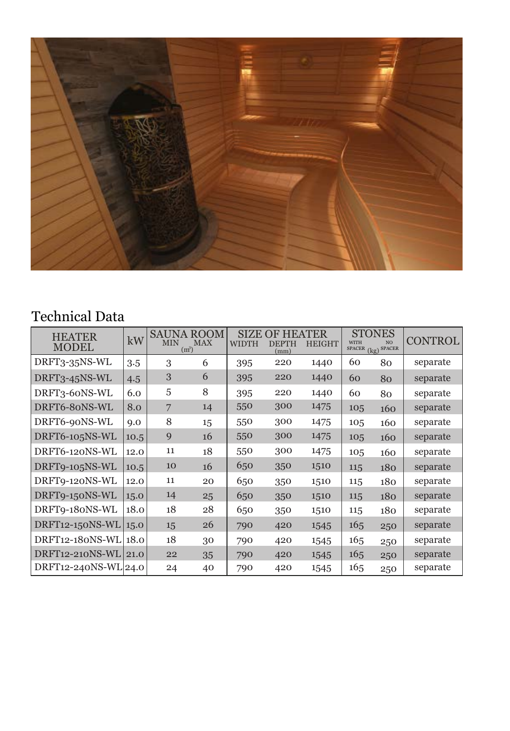## Technical Data

| HEATER MODEL | kW | SAUNA ROOM ($m^3$) | | SIZE OF HEATER (mm) | | | STONES (kg) | | CONTROL |
|---|---|---|---|---|---|---|---|---|---|
| | | MIN | MAX | WIDTH | DEPTH | HEIGHT | WITH SPACER | NO SPACER | |
| DRFT3-35NS-WL | 3.5 | 3 | 6 | 395 | 220 | 1440 | 60 | 80 | separate |
| DRFT3-45NS-WL | 4.5 | 3 | 6 | 395 | 220 | 1440 | 60 | 80 | separate |
| DRFT3-60NS-WL | 6.0 | 5 | 8 | 395 | 220 | 1440 | 60 | 80 | separate |
| DRFT6-80NS-WL | 8.0 | 7 | 14 | 550 | 300 | 1475 | 105 | 160 | separate |
| DRFT6-90NS-WL | 9.0 | 8 | 15 | 550 | 300 | 1475 | 105 | 160 | separate |
| DRFT6-105NS-WL | 10.5 | 9 | 16 | 550 | 300 | 1475 | 105 | 160 | separate |
| DRFT6-120NS-WL | 12.0 | 11 | 18 | 550 | 300 | 1475 | 105 | 160 | separate |
| DRFT9-105NS-WL | 10.5 | 10 | 16 | 650 | 350 | 1510 | 115 | 180 | separate |
| DRFT9-120NS-WL | 12.0 | 11 | 20 | 650 | 350 | 1510 | 115 | 180 | separate |
| DRFT9-150NS-WL | 15.0 | 14 | 25 | 650 | 350 | 1510 | 115 | 180 | separate |
| DRFT9-180NS-WL | 18.0 | 18 | 28 | 650 | 350 | 1510 | 115 | 180 | separate |
| DRFT12-150NS-WL | 15.0 | 15 | 26 | 790 | 420 | 1545 | 165 | 250 | separate |
| DRFT12-180NS-WL | 18.0 | 18 | 30 | 790 | 420 | 1545 | 165 | 250 | separate |
| DRFT12-210NS-WL | 21.0 | 22 | 35 | 790 | 420 | 1545 | 165 | 250 | separate |
| DRFT12-240NS-WL | 24.0 | 24 | 40 | 790 | 420 | 1545 | 165 | 250 | separate |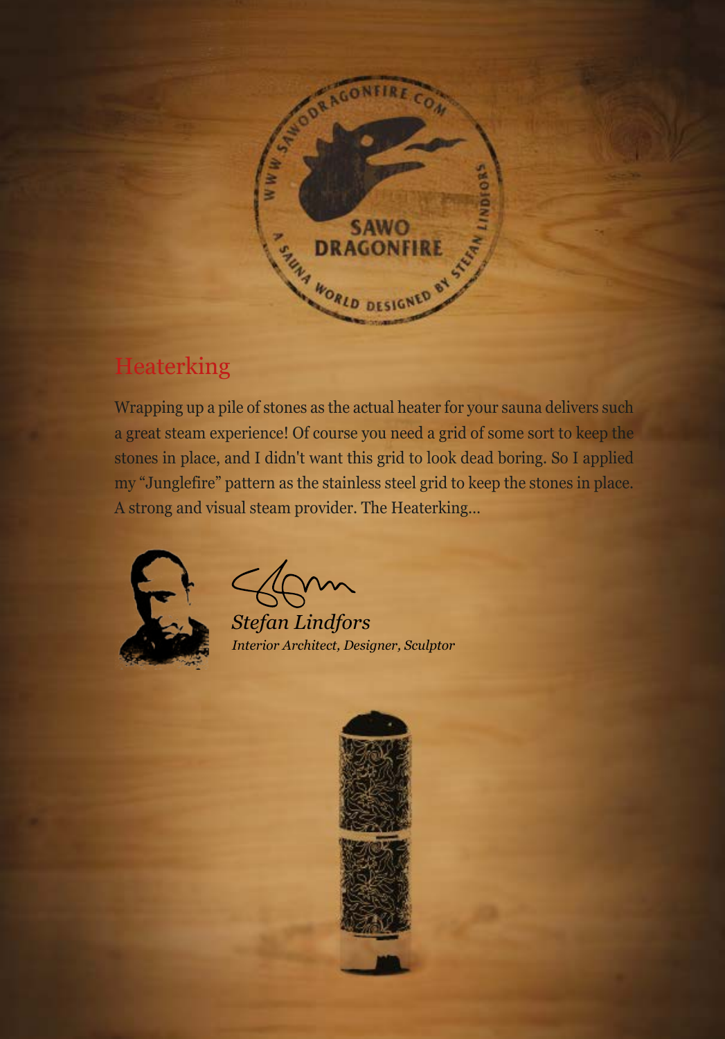## Heaterking

Wrapping up a pile of stones as the actual heater for your sauna delivers such a great steam experience! Of course you need a grid of some sort to keep the stones in place, and I didn't want this grid to look dead boring. So I applied my "Junglefire" pattern as the stainless steel grid to keep the stones in place. A strong and visual steam provider. The Heaterking...

*Stefan Lindfors*
*Interior Architect, Designer, Sculptor*